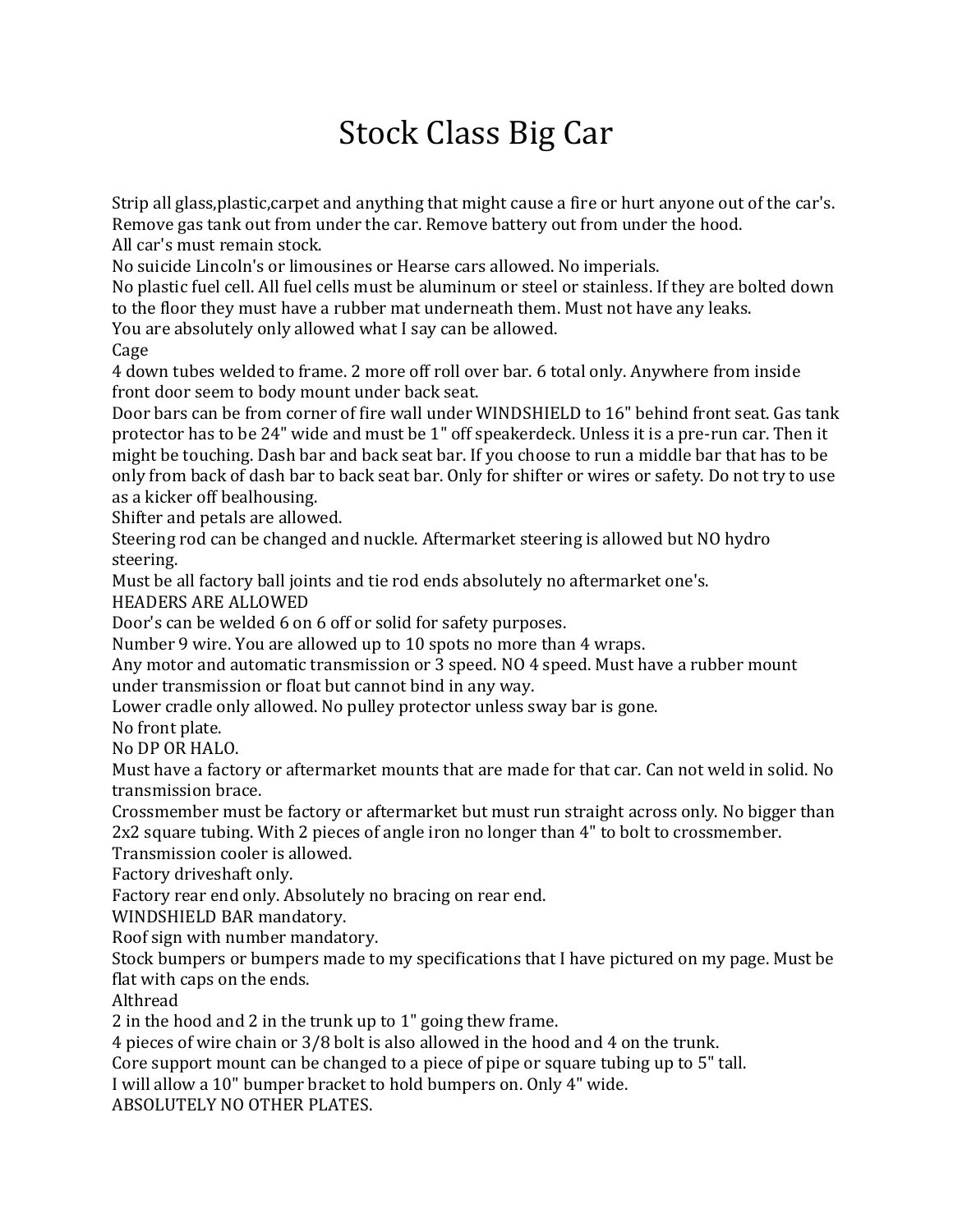# Stock Class Big Car

Strip all glass,plastic,carpet and anything that might cause a fire or hurt anyone out of the car's. Remove gas tank out from under the car. Remove battery out from under the hood.
All car's must remain stock.
No suicide Lincoln's or limousines or Hearse cars allowed. No imperials.
No plastic fuel cell. All fuel cells must be aluminum or steel or stainless. If they are bolted down to the floor they must have a rubber mat underneath them. Must not have any leaks.
You are absolutely only allowed what I say can be allowed.
Cage
4 down tubes welded to frame. 2 more off roll over bar. 6 total only. Anywhere from inside front door seem to body mount under back seat.
Door bars can be from corner of fire wall under WINDSHIELD to 16" behind front seat. Gas tank protector has to be 24" wide and must be 1" off speakerdeck. Unless it is a pre-run car. Then it might be touching. Dash bar and back seat bar. If you choose to run a middle bar that has to be only from back of dash bar to back seat bar. Only for shifter or wires or safety. Do not try to use as a kicker off bealhousing.
Shifter and petals are allowed.
Steering rod can be changed and nuckle. Aftermarket steering is allowed but NO hydro steering.
Must be all factory ball joints and tie rod ends absolutely no aftermarket one's.
HEADERS ARE ALLOWED
Door's can be welded 6 on 6 off or solid for safety purposes.
Number 9 wire. You are allowed up to 10 spots no more than 4 wraps.
Any motor and automatic transmission or 3 speed. NO 4 speed. Must have a rubber mount under transmission or float but cannot bind in any way.
Lower cradle only allowed. No pulley protector unless sway bar is gone.
No front plate.
No DP OR HALO.
Must have a factory or aftermarket mounts that are made for that car. Can not weld in solid. No transmission brace.
Crossmember must be factory or aftermarket but must run straight across only. No bigger than 2x2 square tubing. With 2 pieces of angle iron no longer than 4" to bolt to crossmember.
Transmission cooler is allowed.
Factory driveshaft only.
Factory rear end only. Absolutely no bracing on rear end.
WINDSHIELD BAR mandatory.
Roof sign with number mandatory.
Stock bumpers or bumpers made to my specifications that I have pictured on my page. Must be flat with caps on the ends.
Althread
2 in the hood and 2 in the trunk up to 1" going thew frame.
4 pieces of wire chain or 3/8 bolt is also allowed in the hood and 4 on the trunk.
Core support mount can be changed to a piece of pipe or square tubing up to 5" tall.
I will allow a 10" bumper bracket to hold bumpers on. Only 4" wide.
ABSOLUTELY NO OTHER PLATES.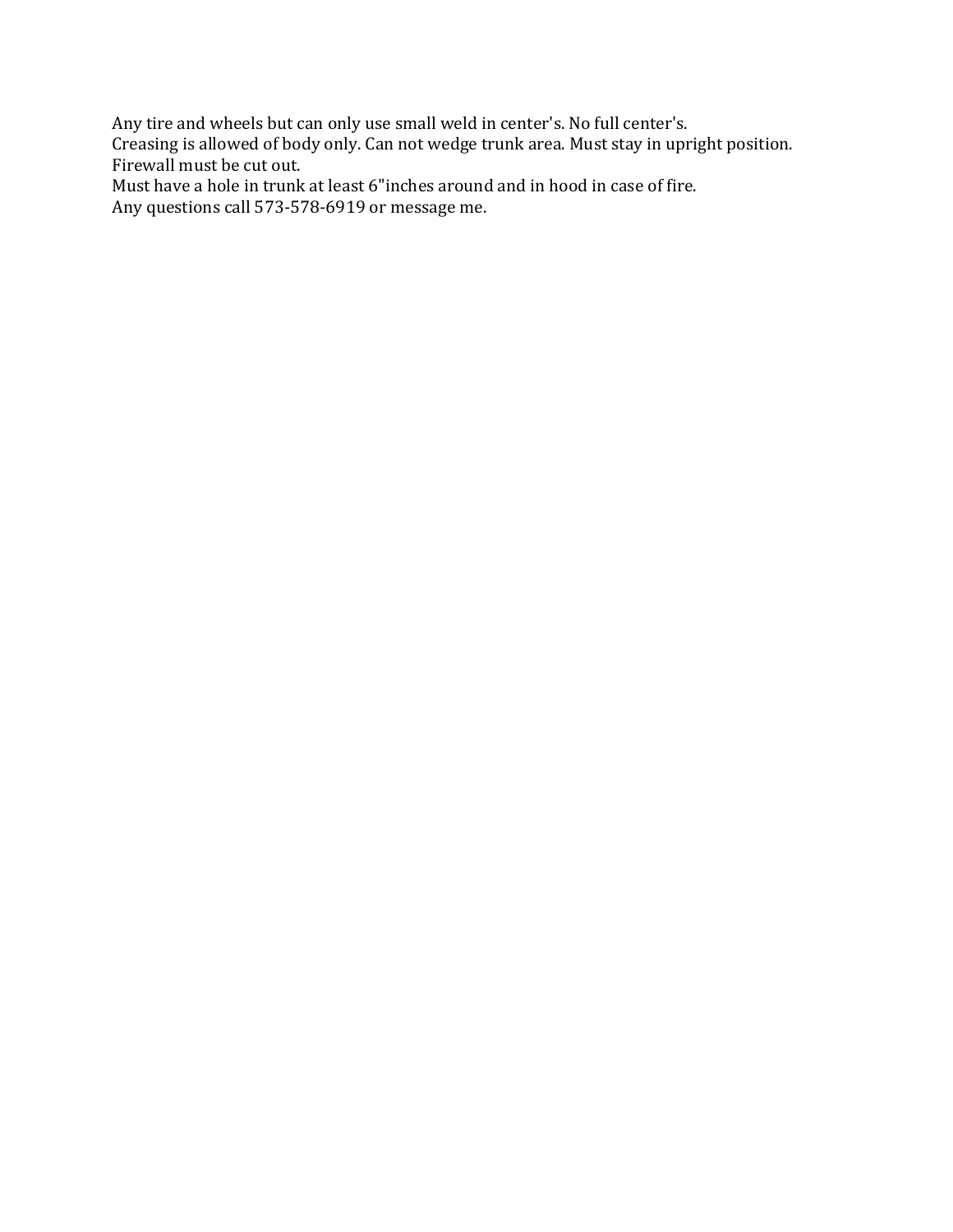Any tire and wheels but can only use small weld in center's. No full center's.
Creasing is allowed of body only. Can not wedge trunk area. Must stay in upright position.
Firewall must be cut out.
Must have a hole in trunk at least 6"inches around and in hood in case of fire.
Any questions call 573-578-6919 or message me.